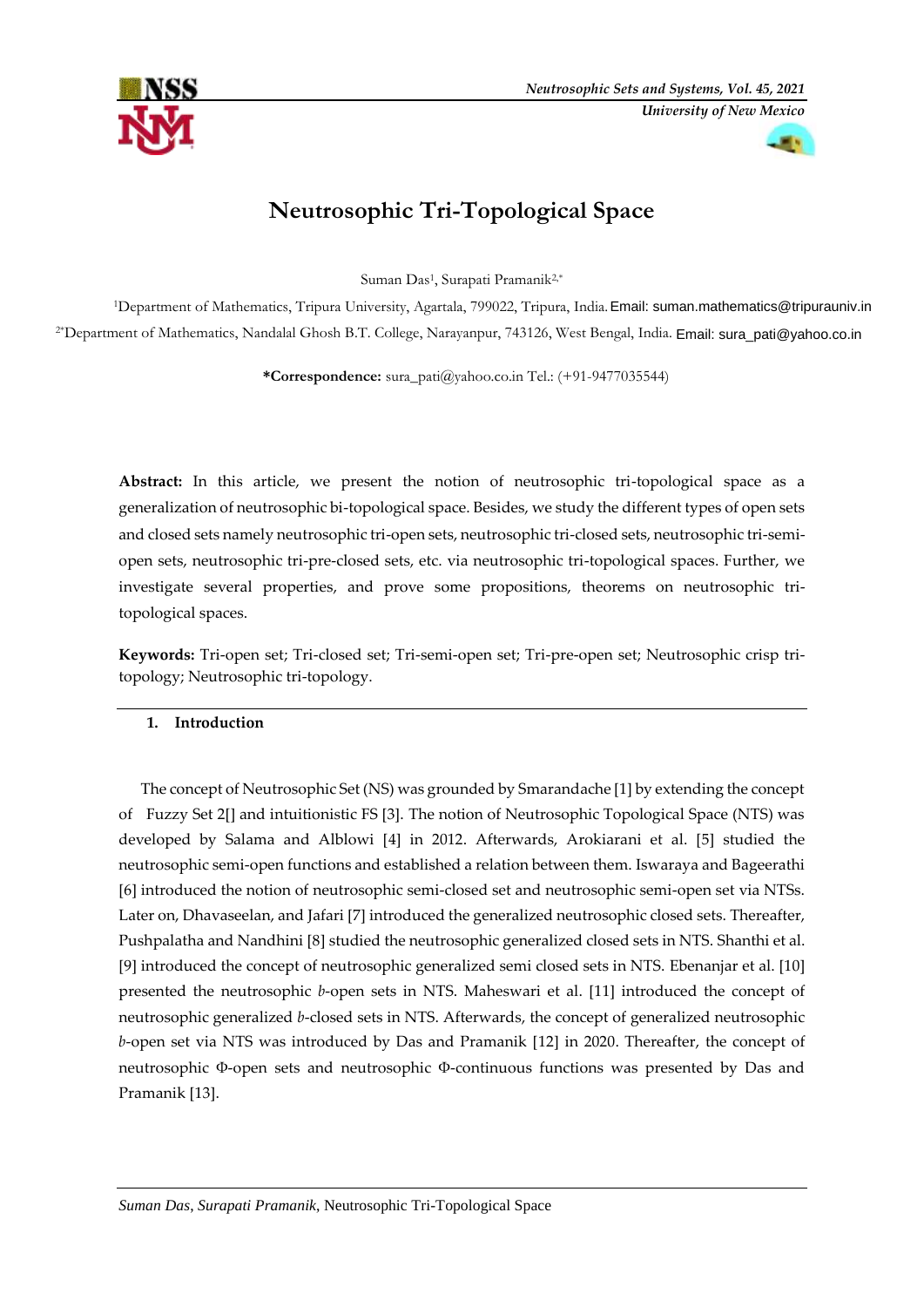# Neutrosophic Tri-Topological Space

Suman Das[1], Surapati Pramanik[2,*]

[1]Department of Mathematics, Tripura University, Agartala, 799022, Tripura, India. Email: suman.mathematics@tripurauniv.in

[2*]Department of Mathematics, Nandalal Ghosh B.T. College, Narayanpur, 743126, West Bengal, India. Email: sura_pati@yahoo.co.in

**\*Correspondence:** sura_pati@yahoo.co.in Tel.: (+91-9477035544)

**Abstract:** In this article, we present the notion of neutrosophic tri-topological space as a generalization of neutrosophic bi-topological space. Besides, we study the different types of open sets and closed sets namely neutrosophic tri-open sets, neutrosophic tri-closed sets, neutrosophic tri-semi-open sets, neutrosophic tri-pre-closed sets, etc. via neutrosophic tri-topological spaces. Further, we investigate several properties, and prove some propositions, theorems on neutrosophic tri-topological spaces.

**Keywords:** Tri-open set; Tri-closed set; Tri-semi-open set; Tri-pre-open set; Neutrosophic crisp tri-topology; Neutrosophic tri-topology.

## 1. Introduction

The concept of Neutrosophic Set (NS) was grounded by Smarandache [1] by extending the concept of Fuzzy Set 2[] and intuitionistic FS [3]. The notion of Neutrosophic Topological Space (NTS) was developed by Salama and Alblowi [4] in 2012. Afterwards, Arokiarani et al. [5] studied the neutrosophic semi-open functions and established a relation between them. Iswaraya and Bageerathi [6] introduced the notion of neutrosophic semi-closed set and neutrosophic semi-open set via NTSs. Later on, Dhavaseelan, and Jafari [7] introduced the generalized neutrosophic closed sets. Thereafter, Pushpalatha and Nandhini [8] studied the neutrosophic generalized closed sets in NTS. Shanthi et al. [9] introduced the concept of neutrosophic generalized semi closed sets in NTS. Ebenanjar et al. [10] presented the neutrosophic *b*-open sets in NTS. Maheswari et al. [11] introduced the concept of neutrosophic generalized *b*-closed sets in NTS. Afterwards, the concept of generalized neutrosophic *b*-open set via NTS was introduced by Das and Pramanik [12] in 2020. Thereafter, the concept of neutrosophic Φ-open sets and neutrosophic Φ-continuous functions was presented by Das and Pramanik [13].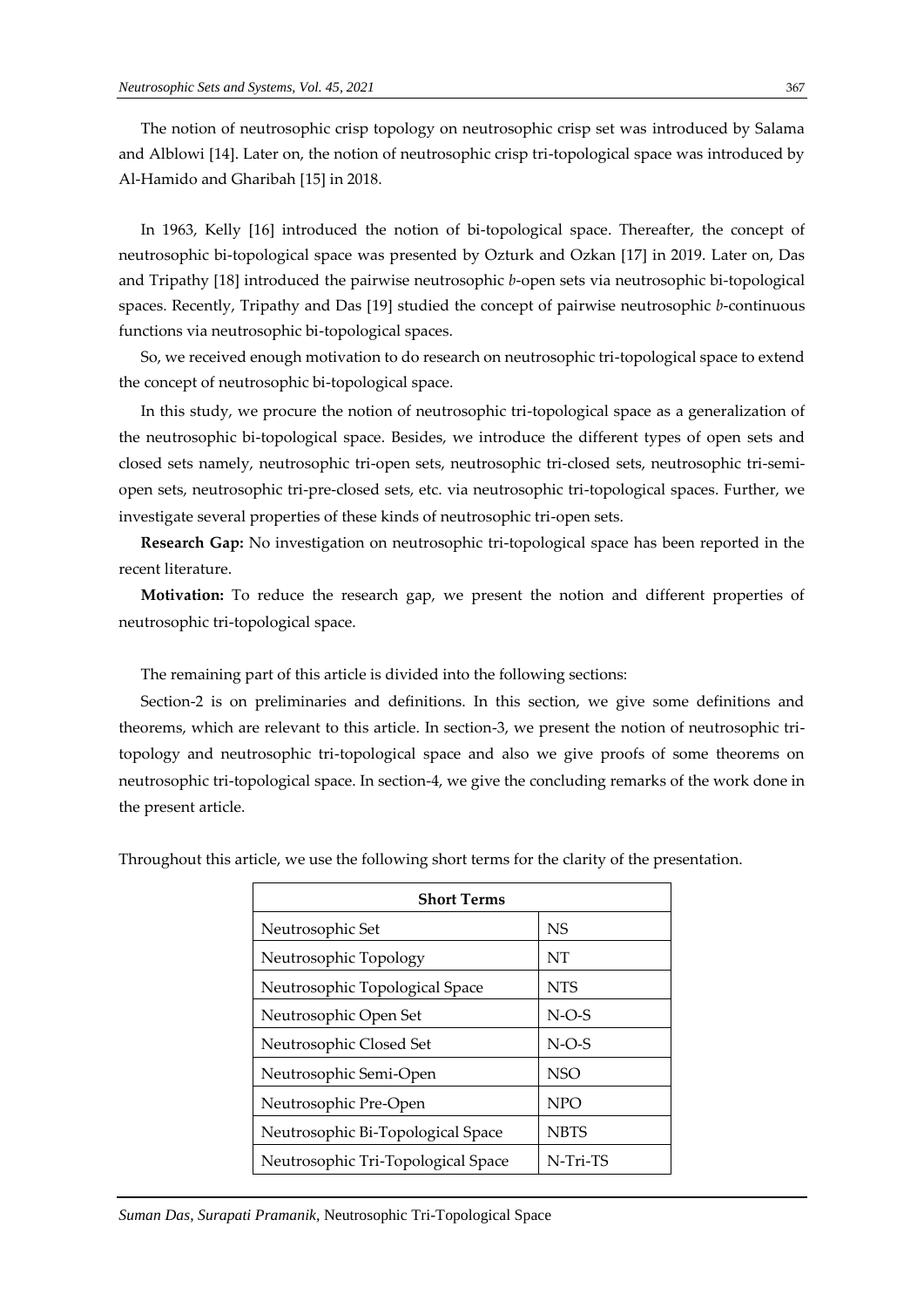The notion of neutrosophic crisp topology on neutrosophic crisp set was introduced by Salama and Alblowi [14]. Later on, the notion of neutrosophic crisp tri-topological space was introduced by Al-Hamido and Gharibah [15] in 2018.

In 1963, Kelly [16] introduced the notion of bi-topological space. Thereafter, the concept of neutrosophic bi-topological space was presented by Ozturk and Ozkan [17] in 2019. Later on, Das and Tripathy [18] introduced the pairwise neutrosophic *b*-open sets via neutrosophic bi-topological spaces. Recently, Tripathy and Das [19] studied the concept of pairwise neutrosophic *b*-continuous functions via neutrosophic bi-topological spaces.

So, we received enough motivation to do research on neutrosophic tri-topological space to extend the concept of neutrosophic bi-topological space.

In this study, we procure the notion of neutrosophic tri-topological space as a generalization of the neutrosophic bi-topological space. Besides, we introduce the different types of open sets and closed sets namely, neutrosophic tri-open sets, neutrosophic tri-closed sets, neutrosophic tri-semi-open sets, neutrosophic tri-pre-closed sets, etc. via neutrosophic tri-topological spaces. Further, we investigate several properties of these kinds of neutrosophic tri-open sets.

**Research Gap:** No investigation on neutrosophic tri-topological space has been reported in the recent literature.

**Motivation:** To reduce the research gap, we present the notion and different properties of neutrosophic tri-topological space.

The remaining part of this article is divided into the following sections:

Section-2 is on preliminaries and definitions. In this section, we give some definitions and theorems, which are relevant to this article. In section-3, we present the notion of neutrosophic tri-topology and neutrosophic tri-topological space and also we give proofs of some theorems on neutrosophic tri-topological space. In section-4, we give the concluding remarks of the work done in the present article.

Throughout this article, we use the following short terms for the clarity of the presentation.

| Short Terms | |
|---|---|
| Neutrosophic Set | NS |
| Neutrosophic Topology | NT |
| Neutrosophic Topological Space | NTS |
| Neutrosophic Open Set | N-O-S |
| Neutrosophic Closed Set | N-O-S |
| Neutrosophic Semi-Open | NSO |
| Neutrosophic Pre-Open | NPO |
| Neutrosophic Bi-Topological Space | NBTS |
| Neutrosophic Tri-Topological Space | N-Tri-TS |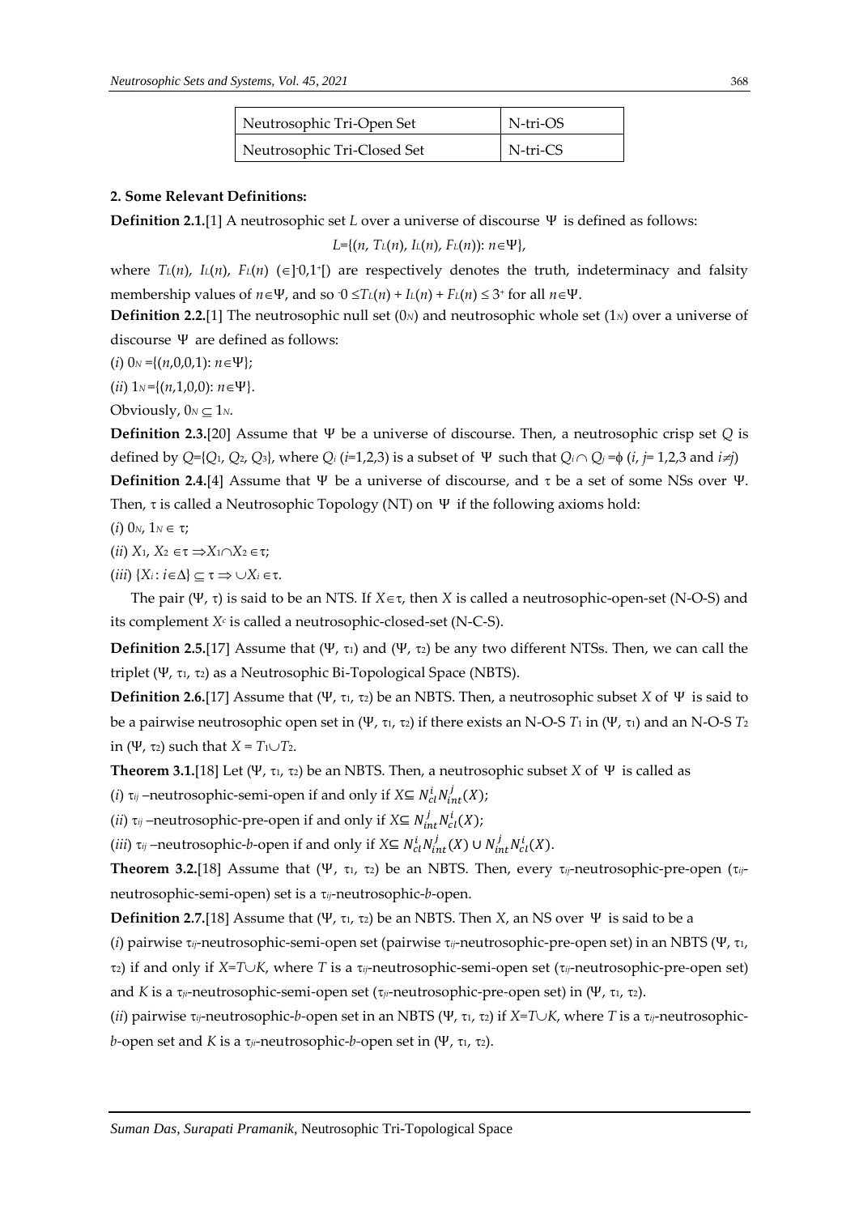| Neutrosophic Tri-Open Set | N-tri-OS |
| --- | --- |
| Neutrosophic Tri-Closed Set | N-tri-CS |

**2. Some Relevant Definitions:**

**Definition 2.1.**[1] A neutrosophic set $L$ over a universe of discourse $\Psi$ is defined as follows:

$$L=\{(n, T_L(n), I_L(n), F_L(n)): n\in\Psi\},$$

where $T_L(n)$, $I_L(n)$, $F_L(n)$ $(\in]^-0,1^+[)$ are respectively denotes the truth, indeterminacy and falsity membership values of $n\in\Psi$, and so $^-0 \leq T_L(n) + I_L(n) + F_L(n) \leq 3^+$ for all $n\in\Psi$.

**Definition 2.2.**[1] The neutrosophic null set ($0_N$) and neutrosophic whole set ($1_N$) over a universe of discourse $\Psi$ are defined as follows:

($i$) $0_N=\{(n,0,0,1): n\in\Psi\}$;

($ii$) $1_N=\{(n,1,0,0): n\in\Psi\}$.

Obviously, $0_N \subseteq 1_N$.

**Definition 2.3.**[20] Assume that $\Psi$ be a universe of discourse. Then, a neutrosophic crisp set $Q$ is defined by $Q=\{Q_1, Q_2, Q_3\}$, where $Q_i$ ($i$=1,2,3) is a subset of $\Psi$ such that $Q_i \cap Q_j =\phi$ ($i$, $j$= 1,2,3 and $i\neq j$)

**Definition 2.4.**[4] Assume that $\Psi$ be a universe of discourse, and $\tau$ be a set of some NSs over $\Psi$. Then, $\tau$ is called a Neutrosophic Topology (NT) on $\Psi$ if the following axioms hold:

($i$) $0_N$, $1_N \in \tau$;

($ii$) $X_1$, $X_2 \in\tau \Rightarrow X_1\cap X_2 \in\tau$;

($iii$) $\{X_i: i\in\Delta\} \subseteq \tau \Rightarrow \cup X_i \in\tau$.

The pair $(\Psi, \tau)$ is said to be an NTS. If $X\in\tau$, then $X$ is called a neutrosophic-open-set (N-O-S) and its complement $X^c$ is called a neutrosophic-closed-set (N-C-S).

**Definition 2.5.**[17] Assume that $(\Psi, \tau_1)$ and $(\Psi, \tau_2)$ be any two different NTSs. Then, we can call the triplet $(\Psi, \tau_1, \tau_2)$ as a Neutrosophic Bi-Topological Space (NBTS).

**Definition 2.6.**[17] Assume that $(\Psi, \tau_1, \tau_2)$ be an NBTS. Then, a neutrosophic subset $X$ of $\Psi$ is said to be a pairwise neutrosophic open set in $(\Psi, \tau_1, \tau_2)$ if there exists an N-O-S $T_1$ in $(\Psi, \tau_1)$ and an N-O-S $T_2$ in $(\Psi, \tau_2)$ such that $X = T_1\cup T_2$.

**Theorem 3.1.**[18] Let $(\Psi, \tau_1, \tau_2)$ be an NBTS. Then, a neutrosophic subset $X$ of $\Psi$ is called as

($i$) $\tau_{ij}$ –neutrosophic-semi-open if and only if $X\subseteq N_{cl}^{i}N_{int}^{j}(X)$;

($ii$) $\tau_{ij}$ –neutrosophic-pre-open if and only if $X\subseteq N_{int}^{j}N_{cl}^{i}(X)$;

($iii$) $\tau_{ij}$ –neutrosophic-$b$-open if and only if $X\subseteq N_{cl}^{i}N_{int}^{j}(X) \cup N_{int}^{j}N_{cl}^{i}(X)$.

**Theorem 3.2.**[18] Assume that $(\Psi, \tau_1, \tau_2)$ be an NBTS. Then, every $\tau_{ij}$-neutrosophic-pre-open ($\tau_{ij}$-neutrosophic-semi-open) set is a $\tau_{ij}$-neutrosophic-$b$-open.

**Definition 2.7.**[18] Assume that $(\Psi, \tau_1, \tau_2)$ be an NBTS. Then $X$, an NS over $\Psi$ is said to be a

($i$) pairwise $\tau_{ij}$-neutrosophic-semi-open set (pairwise $\tau_{ij}$-neutrosophic-pre-open set) in an NBTS $(\Psi, \tau_1, \tau_2)$ if and only if $X=T\cup K$, where $T$ is a $\tau_{ij}$-neutrosophic-semi-open set ($\tau_{ij}$-neutrosophic-pre-open set) and $K$ is a $\tau_{ji}$-neutrosophic-semi-open set ($\tau_{ji}$-neutrosophic-pre-open set) in $(\Psi, \tau_1, \tau_2)$.

($ii$) pairwise $\tau_{ij}$-neutrosophic-$b$-open set in an NBTS $(\Psi, \tau_1, \tau_2)$ if $X=T\cup K$, where $T$ is a $\tau_{ij}$-neutrosophic-$b$-open set and $K$ is a $\tau_{ji}$-neutrosophic-$b$-open set in $(\Psi, \tau_1, \tau_2)$.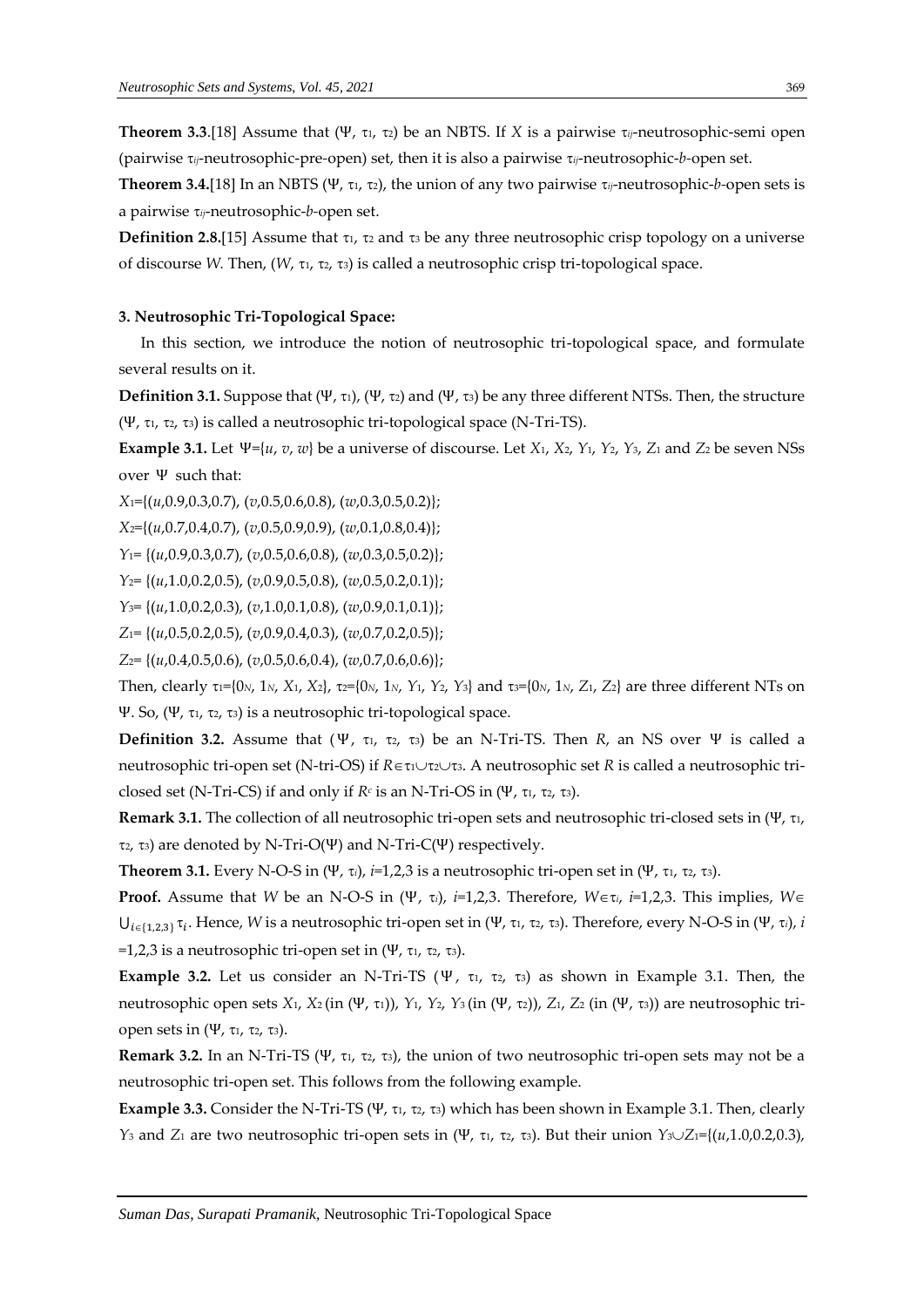**Theorem 3.3.**[18] Assume that ($\Psi$, $\tau_1$, $\tau_2$) be an NBTS. If *X* is a pairwise $\tau_{ij}$-neutrosophic-semi open (pairwise $\tau_{ij}$-neutrosophic-pre-open) set, then it is also a pairwise $\tau_{ij}$-neutrosophic-*b*-open set.

**Theorem 3.4.**[18] In an NBTS ($\Psi$, $\tau_1$, $\tau_2$), the union of any two pairwise $\tau_{ij}$-neutrosophic-*b*-open sets is a pairwise $\tau_{ij}$-neutrosophic-*b*-open set.

**Definition 2.8.**[15] Assume that $\tau_1$, $\tau_2$ and $\tau_3$ be any three neutrosophic crisp topology on a universe of discourse *W*. Then, (*W*, $\tau_1$, $\tau_2$, $\tau_3$) is called a neutrosophic crisp tri-topological space.

**3. Neutrosophic Tri-Topological Space:**

In this section, we introduce the notion of neutrosophic tri-topological space, and formulate several results on it.

**Definition 3.1.** Suppose that ($\Psi$, $\tau_1$), ($\Psi$, $\tau_2$) and ($\Psi$, $\tau_3$) be any three different NTSs. Then, the structure ($\Psi$, $\tau_1$, $\tau_2$, $\tau_3$) is called a neutrosophic tri-topological space (N-Tri-TS).

**Example 3.1.** Let $\Psi$={*u*, *v*, *w*} be a universe of discourse. Let $X_1$, $X_2$, $Y_1$, $Y_2$, $Y_3$, $Z_1$ and $Z_2$ be seven NSs over $\Psi$ such that:

$X_1$={(*u*,0.9,0.3,0.7), (*v*,0.5,0.6,0.8), (*w*,0.3,0.5,0.2)};

$X_2$={(*u*,0.7,0.4,0.7), (*v*,0.5,0.9,0.9), (*w*,0.1,0.8,0.4)};

$Y_1$= {(*u*,0.9,0.3,0.7), (*v*,0.5,0.6,0.8), (*w*,0.3,0.5,0.2)};

$Y_2$= {(*u*,1.0,0.2,0.5), (*v*,0.9,0.5,0.8), (*w*,0.5,0.2,0.1)};

$Y_3$= {(*u*,1.0,0.2,0.3), (*v*,1.0,0.1,0.8), (*w*,0.9,0.1,0.1)};

$Z_1$= {(*u*,0.5,0.2,0.5), (*v*,0.9,0.4,0.3), (*w*,0.7,0.2,0.5)};

$Z_2$= {(*u*,0.4,0.5,0.6), (*v*,0.5,0.6,0.4), (*w*,0.7,0.6,0.6)};

Then, clearly $\tau_1$={$0_N$, $1_N$, $X_1$, $X_2$}, $\tau_2$={$0_N$, $1_N$, $Y_1$, $Y_2$, $Y_3$} and $\tau_3$={$0_N$, $1_N$, $Z_1$, $Z_2$} are three different NTs on $\Psi$. So, ($\Psi$, $\tau_1$, $\tau_2$, $\tau_3$) is a neutrosophic tri-topological space.

**Definition 3.2.** Assume that ($\Psi$, $\tau_1$, $\tau_2$, $\tau_3$) be an N-Tri-TS. Then *R*, an NS over $\Psi$ is called a neutrosophic tri-open set (N-tri-OS) if $R\in\tau_1\cup\tau_2\cup\tau_3$. A neutrosophic set *R* is called a neutrosophic tri-closed set (N-Tri-CS) if and only if $R^c$ is an N-Tri-OS in ($\Psi$, $\tau_1$, $\tau_2$, $\tau_3$).

**Remark 3.1.** The collection of all neutrosophic tri-open sets and neutrosophic tri-closed sets in ($\Psi$, $\tau_1$, $\tau_2$, $\tau_3$) are denoted by N-Tri-O($\Psi$) and N-Tri-C($\Psi$) respectively.

**Theorem 3.1.** Every N-O-S in ($\Psi$, $\tau_i$), *i*=1,2,3 is a neutrosophic tri-open set in ($\Psi$, $\tau_1$, $\tau_2$, $\tau_3$).

**Proof.** Assume that *W* be an N-O-S in ($\Psi$, $\tau_i$), *i*=1,2,3. Therefore, $W\in\tau_i$, *i*=1,2,3. This implies, $W\in \bigcup_{i\in\{1,2,3\}}\tau_i$. Hence, *W* is a neutrosophic tri-open set in ($\Psi$, $\tau_1$, $\tau_2$, $\tau_3$). Therefore, every N-O-S in ($\Psi$, $\tau_i$), *i* =1,2,3 is a neutrosophic tri-open set in ($\Psi$, $\tau_1$, $\tau_2$, $\tau_3$).

**Example 3.2.** Let us consider an N-Tri-TS ($\Psi$, $\tau_1$, $\tau_2$, $\tau_3$) as shown in Example 3.1. Then, the neutrosophic open sets $X_1$, $X_2$ (in ($\Psi$, $\tau_1$)), $Y_1$, $Y_2$, $Y_3$ (in ($\Psi$, $\tau_2$)), $Z_1$, $Z_2$ (in ($\Psi$, $\tau_3$)) are neutrosophic tri-open sets in ($\Psi$, $\tau_1$, $\tau_2$, $\tau_3$).

**Remark 3.2.** In an N-Tri-TS ($\Psi$, $\tau_1$, $\tau_2$, $\tau_3$), the union of two neutrosophic tri-open sets may not be a neutrosophic tri-open set. This follows from the following example.

**Example 3.3.** Consider the N-Tri-TS ($\Psi$, $\tau_1$, $\tau_2$, $\tau_3$) which has been shown in Example 3.1. Then, clearly $Y_3$ and $Z_1$ are two neutrosophic tri-open sets in ($\Psi$, $\tau_1$, $\tau_2$, $\tau_3$). But their union $Y_3\cup Z_1$={(*u*,1.0,0.2,0.3),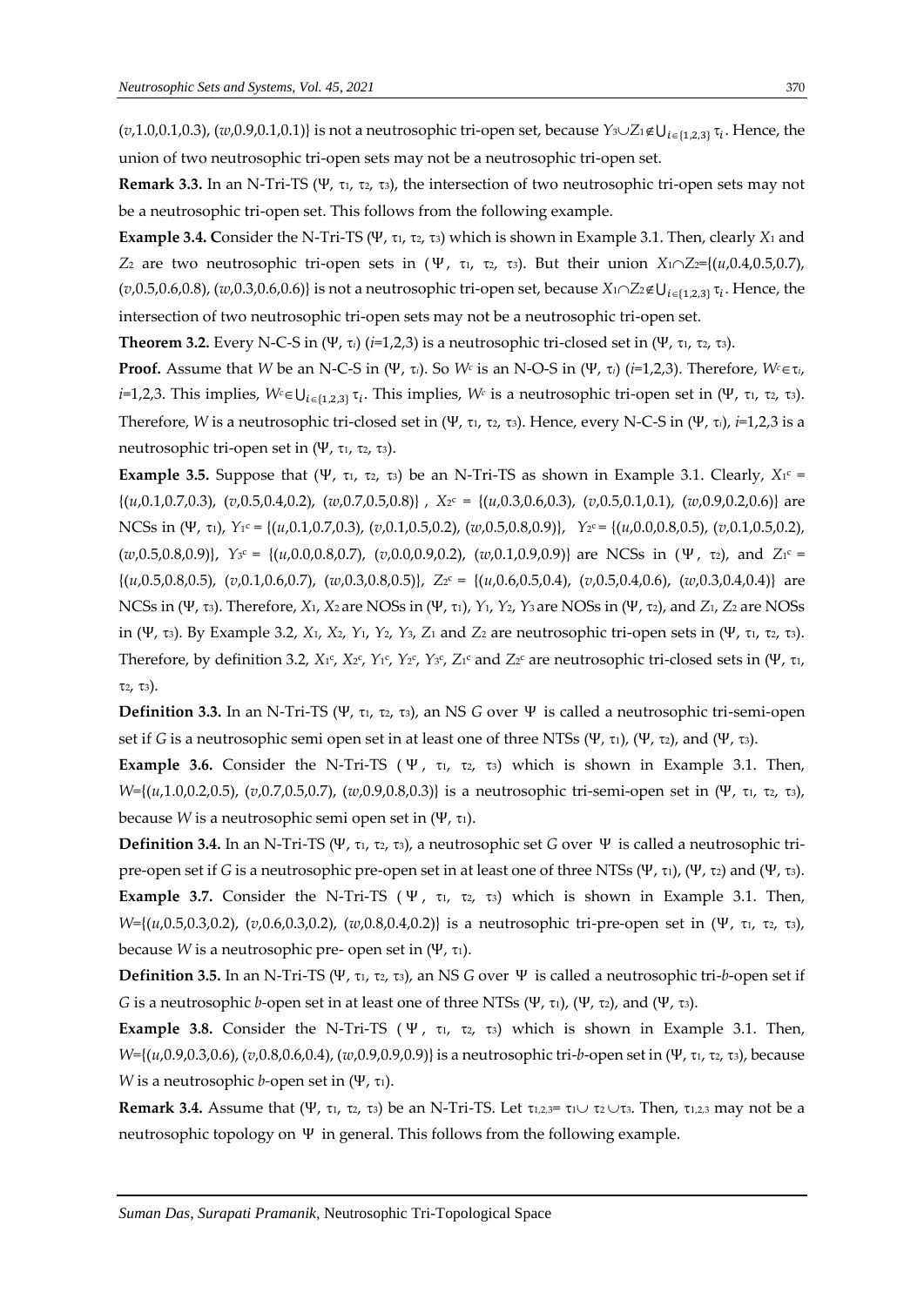($v$,1.0,0.1,0.3), ($w$,0.9,0.1,0.1)} is not a neutrosophic tri-open set, because $Y_3 \cup Z_1 \notin \bigcup_{i\in\{1,2,3\}} \tau_i$. Hence, the union of two neutrosophic tri-open sets may not be a neutrosophic tri-open set.

**Remark 3.3.** In an N-Tri-TS ($\Psi$, $\tau_1$, $\tau_2$, $\tau_3$), the intersection of two neutrosophic tri-open sets may not be a neutrosophic tri-open set. This follows from the following example.

**Example 3.4. C**onsider the N-Tri-TS ($\Psi$, $\tau_1$, $\tau_2$, $\tau_3$) which is shown in Example 3.1. Then, clearly $X_1$ and $Z_2$ are two neutrosophic tri-open sets in ($\Psi$, $\tau_1$, $\tau_2$, $\tau_3$). But their union $X_1 \cap Z_2$={($u$,0.4,0.5,0.7), ($v$,0.5,0.6,0.8), ($w$,0.3,0.6,0.6)} is not a neutrosophic tri-open set, because $X_1 \cap Z_2 \notin \bigcup_{i\in\{1,2,3\}} \tau_i$. Hence, the intersection of two neutrosophic tri-open sets may not be a neutrosophic tri-open set.

**Theorem 3.2.** Every N-C-S in ($\Psi$, $\tau_i$) ($i$=1,2,3) is a neutrosophic tri-closed set in ($\Psi$, $\tau_1$, $\tau_2$, $\tau_3$).

**Proof.** Assume that $W$ be an N-C-S in ($\Psi$, $\tau_i$). So $W^c$ is an N-O-S in ($\Psi$, $\tau_i$) ($i$=1,2,3). Therefore, $W^c \in \tau_i$, $i$=1,2,3. This implies, $W^c \in \bigcup_{i\in\{1,2,3\}} \tau_i$. This implies, $W^c$ is a neutrosophic tri-open set in ($\Psi$, $\tau_1$, $\tau_2$, $\tau_3$). Therefore, $W$ is a neutrosophic tri-closed set in ($\Psi$, $\tau_1$, $\tau_2$, $\tau_3$). Hence, every N-C-S in ($\Psi$, $\tau_i$), $i$=1,2,3 is a neutrosophic tri-open set in ($\Psi$, $\tau_1$, $\tau_2$, $\tau_3$).

**Example 3.5.** Suppose that ($\Psi$, $\tau_1$, $\tau_2$, $\tau_3$) be an N-Tri-TS as shown in Example 3.1. Clearly, $X_1^c$ = {($u$,0.1,0.7,0.3), ($v$,0.5,0.4,0.2), ($w$,0.7,0.5,0.8)} , $X_2^c$ = {($u$,0.3,0.6,0.3), ($v$,0.5,0.1,0.1), ($w$,0.9,0.2,0.6)} are NCSs in ($\Psi$, $\tau_1$), $Y_1^c$ = {($u$,0.1,0.7,0.3), ($v$,0.1,0.5,0.2), ($w$,0.5,0.8,0.9)}, $Y_2^c$ = {($u$,0.0,0.8,0.5), ($v$,0.1,0.5,0.2), ($w$,0.5,0.8,0.9)}, $Y_3^c$ = {($u$,0.0,0.8,0.7), ($v$,0.0,0.9,0.2), ($w$,0.1,0.9,0.9)} are NCSs in ($\Psi$, $\tau_2$), and $Z_1^c$ = {($u$,0.5,0.8,0.5), ($v$,0.1,0.6,0.7), ($w$,0.3,0.8,0.5)}, $Z_2^c$ = {($u$,0.6,0.5,0.4), ($v$,0.5,0.4,0.6), ($w$,0.3,0.4,0.4)} are NCSs in ($\Psi$, $\tau_3$). Therefore, $X_1$, $X_2$ are NOSs in ($\Psi$, $\tau_1$), $Y_1$, $Y_2$, $Y_3$ are NOSs in ($\Psi$, $\tau_2$), and $Z_1$, $Z_2$ are NOSs in ($\Psi$, $\tau_3$). By Example 3.2, $X_1$, $X_2$, $Y_1$, $Y_2$, $Y_3$, $Z_1$ and $Z_2$ are neutrosophic tri-open sets in ($\Psi$, $\tau_1$, $\tau_2$, $\tau_3$). Therefore, by definition 3.2, $X_1^c$, $X_2^c$, $Y_1^c$, $Y_2^c$, $Y_3^c$, $Z_1^c$ and $Z_2^c$ are neutrosophic tri-closed sets in ($\Psi$, $\tau_1$, $\tau_2$, $\tau_3$).

**Definition 3.3.** In an N-Tri-TS ($\Psi$, $\tau_1$, $\tau_2$, $\tau_3$), an NS $G$ over $\Psi$ is called a neutrosophic tri-semi-open set if $G$ is a neutrosophic semi open set in at least one of three NTSs ($\Psi$, $\tau_1$), ($\Psi$, $\tau_2$), and ($\Psi$, $\tau_3$).

**Example 3.6.** Consider the N-Tri-TS ($\Psi$, $\tau_1$, $\tau_2$, $\tau_3$) which is shown in Example 3.1. Then, $W$={($u$,1.0,0.2,0.5), ($v$,0.7,0.5,0.7), ($w$,0.9,0.8,0.3)} is a neutrosophic tri-semi-open set in ($\Psi$, $\tau_1$, $\tau_2$, $\tau_3$), because $W$ is a neutrosophic semi open set in ($\Psi$, $\tau_1$).

**Definition 3.4.** In an N-Tri-TS ($\Psi$, $\tau_1$, $\tau_2$, $\tau_3$), a neutrosophic set $G$ over $\Psi$ is called a neutrosophic tri-pre-open set if $G$ is a neutrosophic pre-open set in at least one of three NTSs ($\Psi$, $\tau_1$), ($\Psi$, $\tau_2$) and ($\Psi$, $\tau_3$).

**Example 3.7.** Consider the N-Tri-TS ($\Psi$, $\tau_1$, $\tau_2$, $\tau_3$) which is shown in Example 3.1. Then, $W$={($u$,0.5,0.3,0.2), ($v$,0.6,0.3,0.2), ($w$,0.8,0.4,0.2)} is a neutrosophic tri-pre-open set in ($\Psi$, $\tau_1$, $\tau_2$, $\tau_3$), because $W$ is a neutrosophic pre- open set in ($\Psi$, $\tau_1$).

**Definition 3.5.** In an N-Tri-TS ($\Psi$, $\tau_1$, $\tau_2$, $\tau_3$), an NS $G$ over $\Psi$ is called a neutrosophic tri-$b$-open set if $G$ is a neutrosophic $b$-open set in at least one of three NTSs ($\Psi$, $\tau_1$), ($\Psi$, $\tau_2$), and ($\Psi$, $\tau_3$).

**Example 3.8.** Consider the N-Tri-TS ($\Psi$, $\tau_1$, $\tau_2$, $\tau_3$) which is shown in Example 3.1. Then, $W$={($u$,0.9,0.3,0.6), ($v$,0.8,0.6,0.4), ($w$,0.9,0.9,0.9)} is a neutrosophic tri-$b$-open set in ($\Psi$, $\tau_1$, $\tau_2$, $\tau_3$), because $W$ is a neutrosophic $b$-open set in ($\Psi$, $\tau_1$).

**Remark 3.4.** Assume that ($\Psi$, $\tau_1$, $\tau_2$, $\tau_3$) be an N-Tri-TS. Let $\tau_{1,2,3}$= $\tau_1 \cup \tau_2 \cup \tau_3$. Then, $\tau_{1,2,3}$ may not be a neutrosophic topology on $\Psi$ in general. This follows from the following example.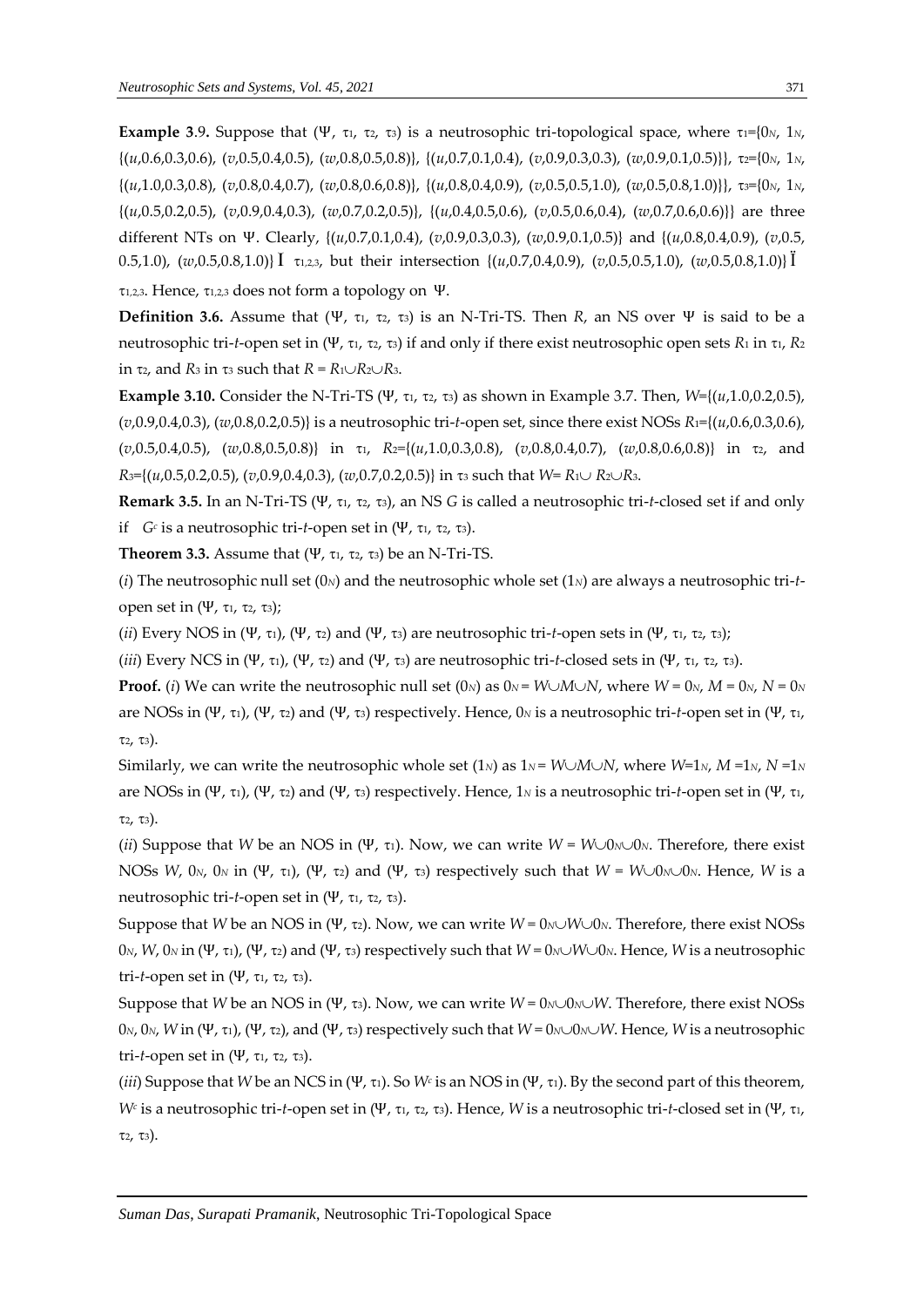**Example 3.9.** Suppose that $(\Psi, \tau_1, \tau_2, \tau_3)$ is a neutrosophic tri-topological space, where $\tau_1$={$0_N$, $1_N$, {($u$,0.6,0.3,0.6), ($v$,0.5,0.4,0.5), ($w$,0.8,0.5,0.8)}, {($u$,0.7,0.1,0.4), ($v$,0.9,0.3,0.3), ($w$,0.9,0.1,0.5)}}, $\tau_2$={$0_N$, $1_N$, {($u$,1.0,0.3,0.8), ($v$,0.8,0.4,0.7), ($w$,0.8,0.6,0.8)}, {($u$,0.8,0.4,0.9), ($v$,0.5,0.5,1.0), ($w$,0.5,0.8,1.0)}}, $\tau_3$={$0_N$, $1_N$, {($u$,0.5,0.2,0.5), ($v$,0.9,0.4,0.3), ($w$,0.7,0.2,0.5)}, {($u$,0.4,0.5,0.6), ($v$,0.5,0.6,0.4), ($w$,0.7,0.6,0.6)}} are three different NTs on $\Psi$. Clearly, {($u$,0.7,0.1,0.4), ($v$,0.9,0.3,0.3), ($w$,0.9,0.1,0.5)} and {($u$,0.8,0.4,0.9), ($v$,0.5, 0.5,1.0), ($w$,0.5,0.8,1.0)} $\in$ $\tau_{1,2,3}$, but their intersection {($u$,0.7,0.4,0.9), ($v$,0.5,0.5,1.0), ($w$,0.5,0.8,1.0)} $\notin$ $\tau_{1,2,3}$. Hence, $\tau_{1,2,3}$ does not form a topology on $\Psi$.

**Definition 3.6.** Assume that $(\Psi, \tau_1, \tau_2, \tau_3)$ is an N-Tri-TS. Then $R$, an NS over $\Psi$ is said to be a neutrosophic tri-$t$-open set in $(\Psi, \tau_1, \tau_2, \tau_3)$ if and only if there exist neutrosophic open sets $R_1$ in $\tau_1$, $R_2$ in $\tau_2$, and $R_3$ in $\tau_3$ such that $R = R_1 \cup R_2 \cup R_3$.

**Example 3.10.** Consider the N-Tri-TS $(\Psi, \tau_1, \tau_2, \tau_3)$ as shown in Example 3.7. Then, $W$={($u$,1.0,0.2,0.5), ($v$,0.9,0.4,0.3), ($w$,0.8,0.2,0.5)} is a neutrosophic tri-$t$-open set, since there exist NOSs $R_1$={($u$,0.6,0.3,0.6), ($v$,0.5,0.4,0.5), ($w$,0.8,0.5,0.8)} in $\tau_1$, $R_2$={($u$,1.0,0.3,0.8), ($v$,0.8,0.4,0.7), ($w$,0.8,0.6,0.8)} in $\tau_2$, and $R_3$={($u$,0.5,0.2,0.5), ($v$,0.9,0.4,0.3), ($w$,0.7,0.2,0.5)} in $\tau_3$ such that $W = R_1 \cup R_2 \cup R_3$.

**Remark 3.5.** In an N-Tri-TS $(\Psi, \tau_1, \tau_2, \tau_3)$, an NS $G$ is called a neutrosophic tri-$t$-closed set if and only if $G^c$ is a neutrosophic tri-$t$-open set in $(\Psi, \tau_1, \tau_2, \tau_3)$.

**Theorem 3.3.** Assume that $(\Psi, \tau_1, \tau_2, \tau_3)$ be an N-Tri-TS.

($i$) The neutrosophic null set ($0_N$) and the neutrosophic whole set ($1_N$) are always a neutrosophic tri-$t$-open set in $(\Psi, \tau_1, \tau_2, \tau_3)$;

($ii$) Every NOS in $(\Psi, \tau_1)$, $(\Psi, \tau_2)$ and $(\Psi, \tau_3)$ are neutrosophic tri-$t$-open sets in $(\Psi, \tau_1, \tau_2, \tau_3)$;

($iii$) Every NCS in $(\Psi, \tau_1)$, $(\Psi, \tau_2)$ and $(\Psi, \tau_3)$ are neutrosophic tri-$t$-closed sets in $(\Psi, \tau_1, \tau_2, \tau_3)$.

**Proof.** ($i$) We can write the neutrosophic null set ($0_N$) as $0_N = W \cup M \cup N$, where $W = 0_N$, $M = 0_N$, $N = 0_N$ are NOSs in $(\Psi, \tau_1)$, $(\Psi, \tau_2)$ and $(\Psi, \tau_3)$ respectively. Hence, $0_N$ is a neutrosophic tri-$t$-open set in $(\Psi, \tau_1, \tau_2, \tau_3)$.

Similarly, we can write the neutrosophic whole set ($1_N$) as $1_N = W \cup M \cup N$, where $W = 1_N$, $M = 1_N$, $N = 1_N$ are NOSs in $(\Psi, \tau_1)$, $(\Psi, \tau_2)$ and $(\Psi, \tau_3)$ respectively. Hence, $1_N$ is a neutrosophic tri-$t$-open set in $(\Psi, \tau_1, \tau_2, \tau_3)$.

($ii$) Suppose that $W$ be an NOS in $(\Psi, \tau_1)$. Now, we can write $W = W \cup 0_N \cup 0_N$. Therefore, there exist NOSs $W$, $0_N$, $0_N$ in $(\Psi, \tau_1)$, $(\Psi, \tau_2)$ and $(\Psi, \tau_3)$ respectively such that $W = W \cup 0_N \cup 0_N$. Hence, $W$ is a neutrosophic tri-$t$-open set in $(\Psi, \tau_1, \tau_2, \tau_3)$.

Suppose that $W$ be an NOS in $(\Psi, \tau_2)$. Now, we can write $W = 0_N \cup W \cup 0_N$. Therefore, there exist NOSs $0_N$, $W$, $0_N$ in $(\Psi, \tau_1)$, $(\Psi, \tau_2)$ and $(\Psi, \tau_3)$ respectively such that $W = 0_N \cup W \cup 0_N$. Hence, $W$ is a neutrosophic tri-$t$-open set in $(\Psi, \tau_1, \tau_2, \tau_3)$.

Suppose that $W$ be an NOS in $(\Psi, \tau_3)$. Now, we can write $W = 0_N \cup 0_N \cup W$. Therefore, there exist NOSs $0_N$, $0_N$, $W$ in $(\Psi, \tau_1)$, $(\Psi, \tau_2)$, and $(\Psi, \tau_3)$ respectively such that $W = 0_N \cup 0_N \cup W$. Hence, $W$ is a neutrosophic tri-$t$-open set in $(\Psi, \tau_1, \tau_2, \tau_3)$.

($iii$) Suppose that $W$ be an NCS in $(\Psi, \tau_1)$. So $W^c$ is an NOS in $(\Psi, \tau_1)$. By the second part of this theorem, $W^c$ is a neutrosophic tri-$t$-open set in $(\Psi, \tau_1, \tau_2, \tau_3)$. Hence, $W$ is a neutrosophic tri-$t$-closed set in $(\Psi, \tau_1, \tau_2, \tau_3)$.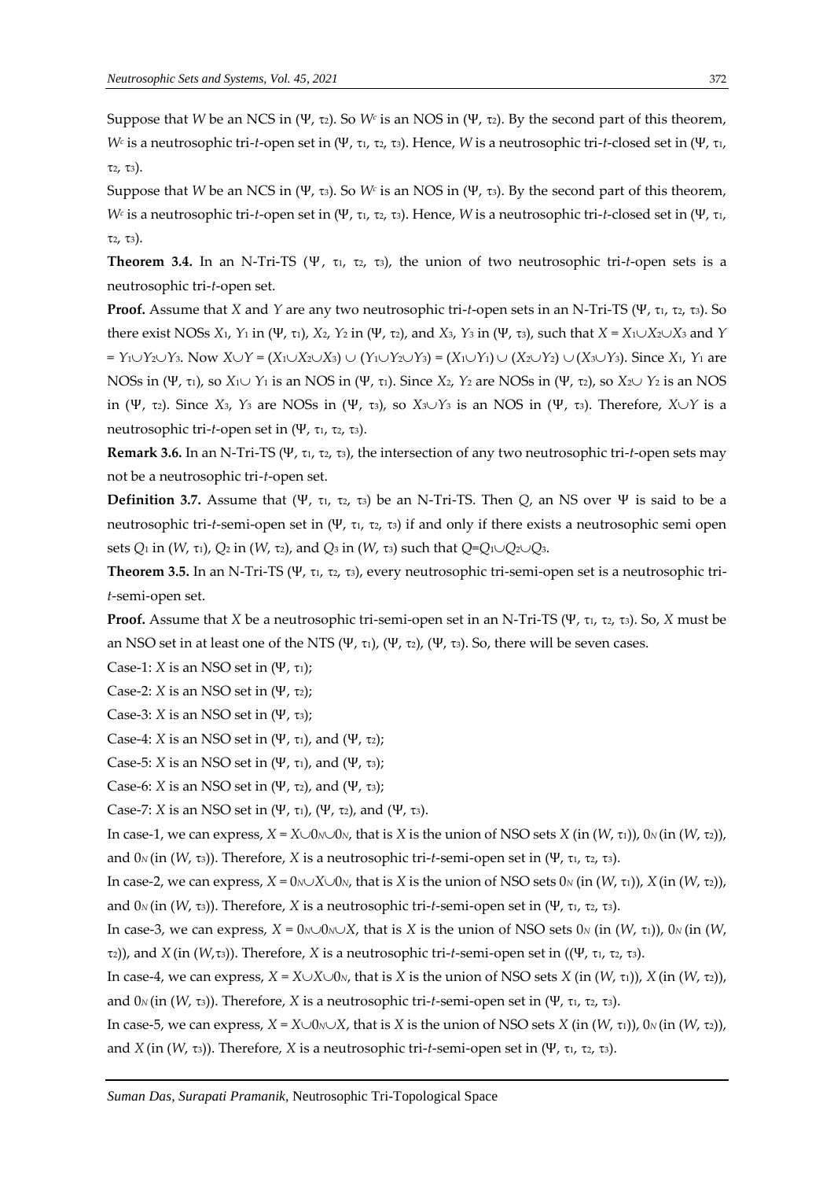Suppose that $W$ be an NCS in $(\Psi, \tau_2)$. So $W^c$ is an NOS in $(\Psi, \tau_2)$. By the second part of this theorem, $W^c$ is a neutrosophic tri-$t$-open set in $(\Psi, \tau_1, \tau_2, \tau_3)$. Hence, $W$ is a neutrosophic tri-$t$-closed set in $(\Psi, \tau_1, \tau_2, \tau_3)$.

Suppose that $W$ be an NCS in $(\Psi, \tau_3)$. So $W^c$ is an NOS in $(\Psi, \tau_3)$. By the second part of this theorem, $W^c$ is a neutrosophic tri-$t$-open set in $(\Psi, \tau_1, \tau_2, \tau_3)$. Hence, $W$ is a neutrosophic tri-$t$-closed set in $(\Psi, \tau_1, \tau_2, \tau_3)$.

**Theorem 3.4.** In an N-Tri-TS $(\Psi, \tau_1, \tau_2, \tau_3)$, the union of two neutrosophic tri-$t$-open sets is a neutrosophic tri-$t$-open set.

**Proof.** Assume that $X$ and $Y$ are any two neutrosophic tri-$t$-open sets in an N-Tri-TS $(\Psi, \tau_1, \tau_2, \tau_3)$. So there exist NOSs $X_1$, $Y_1$ in $(\Psi, \tau_1)$, $X_2$, $Y_2$ in $(\Psi, \tau_2)$, and $X_3$, $Y_3$ in $(\Psi, \tau_3)$, such that $X = X_1 \cup X_2 \cup X_3$ and $Y = Y_1 \cup Y_2 \cup Y_3$. Now $X \cup Y = (X_1 \cup X_2 \cup X_3) \cup (Y_1 \cup Y_2 \cup Y_3) = (X_1 \cup Y_1) \cup (X_2 \cup Y_2) \cup (X_3 \cup Y_3)$. Since $X_1$, $Y_1$ are NOSs in $(\Psi, \tau_1)$, so $X_1 \cup Y_1$ is an NOS in $(\Psi, \tau_1)$. Since $X_2$, $Y_2$ are NOSs in $(\Psi, \tau_2)$, so $X_2 \cup Y_2$ is an NOS in $(\Psi, \tau_2)$. Since $X_3$, $Y_3$ are NOSs in $(\Psi, \tau_3)$, so $X_3 \cup Y_3$ is an NOS in $(\Psi, \tau_3)$. Therefore, $X \cup Y$ is a neutrosophic tri-$t$-open set in $(\Psi, \tau_1, \tau_2, \tau_3)$.

**Remark 3.6.** In an N-Tri-TS $(\Psi, \tau_1, \tau_2, \tau_3)$, the intersection of any two neutrosophic tri-$t$-open sets may not be a neutrosophic tri-$t$-open set.

**Definition 3.7.** Assume that $(\Psi, \tau_1, \tau_2, \tau_3)$ be an N-Tri-TS. Then $Q$, an NS over $\Psi$ is said to be a neutrosophic tri-$t$-semi-open set in $(\Psi, \tau_1, \tau_2, \tau_3)$ if and only if there exists a neutrosophic semi open sets $Q_1$ in $(W, \tau_1)$, $Q_2$ in $(W, \tau_2)$, and $Q_3$ in $(W, \tau_3)$ such that $Q = Q_1 \cup Q_2 \cup Q_3$.

**Theorem 3.5.** In an N-Tri-TS $(\Psi, \tau_1, \tau_2, \tau_3)$, every neutrosophic tri-semi-open set is a neutrosophic tri-$t$-semi-open set.

**Proof.** Assume that $X$ be a neutrosophic tri-semi-open set in an N-Tri-TS $(\Psi, \tau_1, \tau_2, \tau_3)$. So, $X$ must be an NSO set in at least one of the NTS $(\Psi, \tau_1)$, $(\Psi, \tau_2)$, $(\Psi, \tau_3)$. So, there will be seven cases.

Case-1: $X$ is an NSO set in $(\Psi, \tau_1)$;

Case-2: $X$ is an NSO set in $(\Psi, \tau_2)$;

Case-3: $X$ is an NSO set in $(\Psi, \tau_3)$;

Case-4: $X$ is an NSO set in $(\Psi, \tau_1)$, and $(\Psi, \tau_2)$;

Case-5: $X$ is an NSO set in $(\Psi, \tau_1)$, and $(\Psi, \tau_3)$;

Case-6: $X$ is an NSO set in $(\Psi, \tau_2)$, and $(\Psi, \tau_3)$;

Case-7: $X$ is an NSO set in $(\Psi, \tau_1)$, $(\Psi, \tau_2)$, and $(\Psi, \tau_3)$.

In case-1, we can express, $X = X \cup 0_N \cup 0_N$, that is $X$ is the union of NSO sets $X$ (in $(W, \tau_1)$), $0_N$ (in $(W, \tau_2)$), and $0_N$ (in $(W, \tau_3)$). Therefore, $X$ is a neutrosophic tri-$t$-semi-open set in $(\Psi, \tau_1, \tau_2, \tau_3)$.

In case-2, we can express, $X = 0_N \cup X \cup 0_N$, that is $X$ is the union of NSO sets $0_N$ (in $(W, \tau_1)$), $X$ (in $(W, \tau_2)$), and $0_N$ (in $(W, \tau_3)$). Therefore, $X$ is a neutrosophic tri-$t$-semi-open set in $(\Psi, \tau_1, \tau_2, \tau_3)$.

In case-3, we can express, $X = 0_N \cup 0_N \cup X$, that is $X$ is the union of NSO sets $0_N$ (in $(W, \tau_1)$), $0_N$ (in $(W, \tau_2)$), and $X$ (in $(W, \tau_3)$). Therefore, $X$ is a neutrosophic tri-$t$-semi-open set in $((\Psi, \tau_1, \tau_2, \tau_3)$.

In case-4, we can express, $X = X \cup X \cup 0_N$, that is $X$ is the union of NSO sets $X$ (in $(W, \tau_1)$), $X$ (in $(W, \tau_2)$), and $0_N$ (in $(W, \tau_3)$). Therefore, $X$ is a neutrosophic tri-$t$-semi-open set in $(\Psi, \tau_1, \tau_2, \tau_3)$.

In case-5, we can express, $X = X \cup 0_N \cup X$, that is $X$ is the union of NSO sets $X$ (in $(W, \tau_1)$), $0_N$ (in $(W, \tau_2)$), and $X$ (in $(W, \tau_3)$). Therefore, $X$ is a neutrosophic tri-$t$-semi-open set in $(\Psi, \tau_1, \tau_2, \tau_3)$.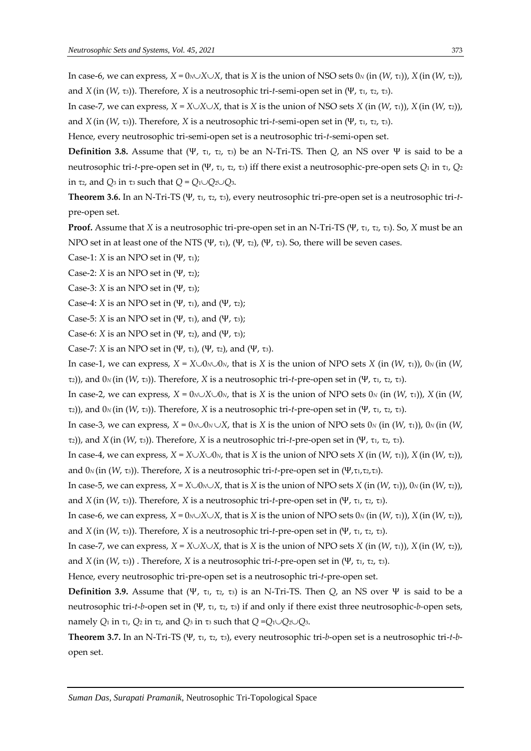In case-6, we can express, $X = 0_N \cup X \cup X$, that is $X$ is the union of NSO sets $0_N$ (in $(W, \tau_1)$), $X$ (in $(W, \tau_2)$), and $X$ (in $(W, \tau_3)$). Therefore, $X$ is a neutrosophic tri-$t$-semi-open set in $(\Psi, \tau_1, \tau_2, \tau_3)$.

In case-7, we can express, $X = X \cup X \cup X$, that is $X$ is the union of NSO sets $X$ (in $(W, \tau_1)$), $X$ (in $(W, \tau_2)$), and $X$ (in $(W, \tau_3)$). Therefore, $X$ is a neutrosophic tri-$t$-semi-open set in $(\Psi, \tau_1, \tau_2, \tau_3)$.

Hence, every neutrosophic tri-semi-open set is a neutrosophic tri-$t$-semi-open set.

**Definition 3.8.** Assume that $(\Psi, \tau_1, \tau_2, \tau_3)$ be an N-Tri-TS. Then $Q$, an NS over $\Psi$ is said to be a neutrosophic tri-$t$-pre-open set in $(\Psi, \tau_1, \tau_2, \tau_3)$ iff there exist a neutrosophic-pre-open sets $Q_1$ in $\tau_1$, $Q_2$ in $\tau_2$, and $Q_3$ in $\tau_3$ such that $Q = Q_1 \cup Q_2 \cup Q_3$.

**Theorem 3.6.** In an N-Tri-TS $(\Psi, \tau_1, \tau_2, \tau_3)$, every neutrosophic tri-pre-open set is a neutrosophic tri-$t$-pre-open set.

**Proof.** Assume that $X$ is a neutrosophic tri-pre-open set in an N-Tri-TS $(\Psi, \tau_1, \tau_2, \tau_3)$. So, $X$ must be an NPO set in at least one of the NTS $(\Psi, \tau_1)$, $(\Psi, \tau_2)$, $(\Psi, \tau_3)$. So, there will be seven cases.

Case-1: $X$ is an NPO set in $(\Psi, \tau_1)$;

Case-2: $X$ is an NPO set in $(\Psi, \tau_2)$;

Case-3: $X$ is an NPO set in $(\Psi, \tau_3)$;

Case-4: $X$ is an NPO set in $(\Psi, \tau_1)$, and $(\Psi, \tau_2)$;

Case-5: $X$ is an NPO set in $(\Psi, \tau_1)$, and $(\Psi, \tau_3)$;

Case-6: $X$ is an NPO set in $(\Psi, \tau_2)$, and $(\Psi, \tau_3)$;

Case-7: $X$ is an NPO set in $(\Psi, \tau_1)$, $(\Psi, \tau_2)$, and $(\Psi, \tau_3)$.

In case-1, we can express, $X = X \cup 0_N \cup 0_N$, that is $X$ is the union of NPO sets $X$ (in $(W, \tau_1)$), $0_N$ (in $(W, \tau_2)$), and $0_N$ (in $(W, \tau_3)$). Therefore, $X$ is a neutrosophic tri-$t$-pre-open set in $(\Psi, \tau_1, \tau_2, \tau_3)$.

In case-2, we can express, $X = 0_N \cup X \cup 0_N$, that is $X$ is the union of NPO sets $0_N$ (in $(W, \tau_1)$), $X$ (in $(W, \tau_2)$), and $0_N$ (in $(W, \tau_3)$). Therefore, $X$ is a neutrosophic tri-$t$-pre-open set in $(\Psi, \tau_1, \tau_2, \tau_3)$.

In case-3, we can express, $X = 0_N \cup 0_N \cup X$, that is $X$ is the union of NPO sets $0_N$ (in $(W, \tau_1)$), $0_N$ (in $(W, \tau_2)$), and $X$ (in $(W, \tau_3)$). Therefore, $X$ is a neutrosophic tri-$t$-pre-open set in $(\Psi, \tau_1, \tau_2, \tau_3)$.

In case-4, we can express, $X = X \cup X \cup 0_N$, that is $X$ is the union of NPO sets $X$ (in $(W, \tau_1)$), $X$ (in $(W, \tau_2)$), and $0_N$ (in $(W, \tau_3)$). Therefore, $X$ is a neutrosophic tri-$t$-pre-open set in $(\Psi, \tau_1, \tau_2, \tau_3)$.

In case-5, we can express, $X = X \cup 0_N \cup X$, that is $X$ is the union of NPO sets $X$ (in $(W, \tau_1)$), $0_N$ (in $(W, \tau_2)$), and $X$ (in $(W, \tau_3)$). Therefore, $X$ is a neutrosophic tri-$t$-pre-open set in $(\Psi, \tau_1, \tau_2, \tau_3)$.

In case-6, we can express, $X = 0_N \cup X \cup X$, that is $X$ is the union of NPO sets $0_N$ (in $(W, \tau_1)$), $X$ (in $(W, \tau_2)$), and $X$ (in $(W, \tau_3)$). Therefore, $X$ is a neutrosophic tri-$t$-pre-open set in $(\Psi, \tau_1, \tau_2, \tau_3)$.

In case-7, we can express, $X = X \cup X \cup X$, that is $X$ is the union of NPO sets $X$ (in $(W, \tau_1)$), $X$ (in $(W, \tau_2)$), and $X$ (in $(W, \tau_3)$) . Therefore, $X$ is a neutrosophic tri-$t$-pre-open set in $(\Psi, \tau_1, \tau_2, \tau_3)$.

Hence, every neutrosophic tri-pre-open set is a neutrosophic tri-$t$-pre-open set.

**Definition 3.9.** Assume that $(\Psi, \tau_1, \tau_2, \tau_3)$ is an N-Tri-TS. Then $Q$, an NS over $\Psi$ is said to be a neutrosophic tri-$t$-$b$-open set in $(\Psi, \tau_1, \tau_2, \tau_3)$ if and only if there exist three neutrosophic-$b$-open sets, namely $Q_1$ in $\tau_1$, $Q_2$ in $\tau_2$, and $Q_3$ in $\tau_3$ such that $Q = Q_1 \cup Q_2 \cup Q_3$.

**Theorem 3.7.** In an N-Tri-TS $(\Psi, \tau_1, \tau_2, \tau_3)$, every neutrosophic tri-$b$-open set is a neutrosophic tri-$t$-$b$-open set.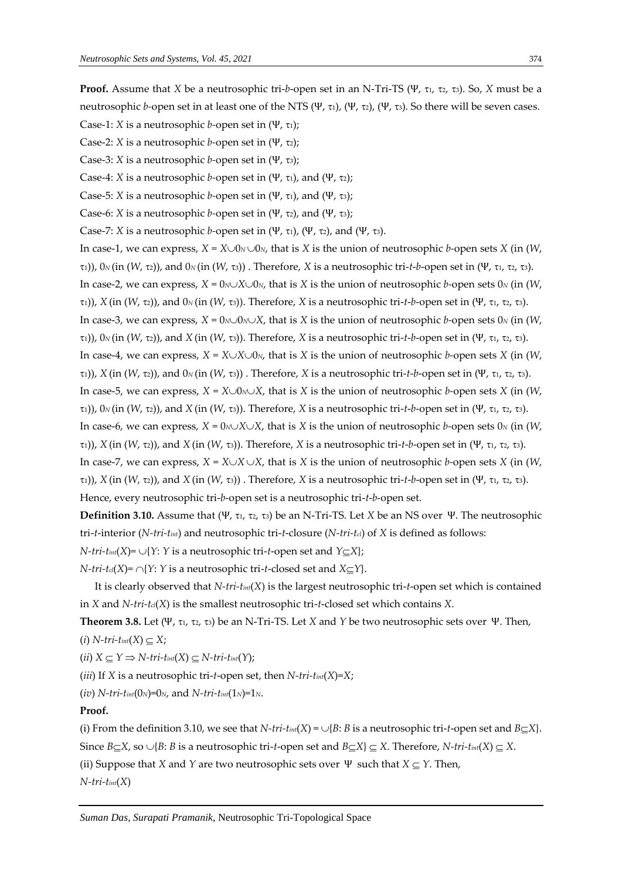**Proof.** Assume that $X$ be a neutrosophic tri-*b*-open set in an N-Tri-TS $(\Psi, \tau_1, \tau_2, \tau_3)$. So, $X$ must be a neutrosophic *b*-open set in at least one of the NTS $(\Psi, \tau_1)$, $(\Psi, \tau_2)$, $(\Psi, \tau_3)$. So there will be seven cases.

Case-1: $X$ is a neutrosophic *b*-open set in $(\Psi, \tau_1)$;

Case-2: $X$ is a neutrosophic *b*-open set in $(\Psi, \tau_2)$;

Case-3: $X$ is a neutrosophic *b*-open set in $(\Psi, \tau_3)$;

Case-4: $X$ is a neutrosophic *b*-open set in $(\Psi, \tau_1)$, and $(\Psi, \tau_2)$;

Case-5: $X$ is a neutrosophic *b*-open set in $(\Psi, \tau_1)$, and $(\Psi, \tau_3)$;

Case-6: $X$ is a neutrosophic *b*-open set in $(\Psi, \tau_2)$, and $(\Psi, \tau_3)$;

Case-7: $X$ is a neutrosophic *b*-open set in $(\Psi, \tau_1)$, $(\Psi, \tau_2)$, and $(\Psi, \tau_3)$.

In case-1, we can express, $X = X \cup 0_N \cup 0_N$, that is $X$ is the union of neutrosophic *b*-open sets $X$ (in $(W, \tau_1)$), $0_N$ (in $(W, \tau_2)$), and $0_N$ (in $(W, \tau_3)$) . Therefore, $X$ is a neutrosophic tri-*t*-*b*-open set in $(\Psi, \tau_1, \tau_2, \tau_3)$.

In case-2, we can express, $X = 0_N \cup X \cup 0_N$, that is $X$ is the union of neutrosophic *b*-open sets $0_N$ (in $(W, \tau_1)$), $X$ (in $(W, \tau_2)$), and $0_N$ (in $(W, \tau_3)$). Therefore, $X$ is a neutrosophic tri-*t*-*b*-open set in $(\Psi, \tau_1, \tau_2, \tau_3)$.

In case-3, we can express, $X = 0_N \cup 0_N \cup X$, that is $X$ is the union of neutrosophic *b*-open sets $0_N$ (in $(W, \tau_1)$), $0_N$ (in $(W, \tau_2)$), and $X$ (in $(W, \tau_3)$). Therefore, $X$ is a neutrosophic tri-*t*-*b*-open set in $(\Psi, \tau_1, \tau_2, \tau_3)$.

In case-4, we can express, $X = X \cup X \cup 0_N$, that is $X$ is the union of neutrosophic *b*-open sets $X$ (in $(W, \tau_1)$), $X$ (in $(W, \tau_2)$), and $0_N$ (in $(W, \tau_3)$) . Therefore, $X$ is a neutrosophic tri-*t*-*b*-open set in $(\Psi, \tau_1, \tau_2, \tau_3)$.

In case-5, we can express, $X = X \cup 0_N \cup X$, that is $X$ is the union of neutrosophic *b*-open sets $X$ (in $(W, \tau_1)$), $0_N$ (in $(W, \tau_2)$), and $X$ (in $(W, \tau_3)$). Therefore, $X$ is a neutrosophic tri-*t*-*b*-open set in $(\Psi, \tau_1, \tau_2, \tau_3)$.

In case-6, we can express, $X = 0_N \cup X \cup X$, that is $X$ is the union of neutrosophic *b*-open sets $0_N$ (in $(W, \tau_1)$), $X$ (in $(W, \tau_2)$), and $X$ (in $(W, \tau_3)$). Therefore, $X$ is a neutrosophic tri-*t*-*b*-open set in $(\Psi, \tau_1, \tau_2, \tau_3)$.

In case-7, we can express, $X = X \cup X \cup X$, that is $X$ is the union of neutrosophic *b*-open sets $X$ (in $(W, \tau_1)$), $X$ (in $(W, \tau_2)$), and $X$ (in $(W, \tau_3)$) . Therefore, $X$ is a neutrosophic tri-*t*-*b*-open set in $(\Psi, \tau_1, \tau_2, \tau_3)$.

Hence, every neutrosophic tri-*b*-open set is a neutrosophic tri-*t*-*b*-open set.

**Definition 3.10.** Assume that $(\Psi, \tau_1, \tau_2, \tau_3)$ be an N-Tri-TS. Let $X$ be an NS over $\Psi$. The neutrosophic tri-*t*-interior ($N\text{-}tri\text{-}t_{int}$) and neutrosophic tri-*t*-closure ($N\text{-}tri\text{-}t_{cl}$) of $X$ is defined as follows:

$N\text{-}tri\text{-}t_{int}(X) = \cup\{Y: Y$ is a neutrosophic tri-*t*-open set and $Y \subseteq X\}$;

$N\text{-}tri\text{-}t_{cl}(X) = \cap\{Y: Y$ is a neutrosophic tri-*t*-closed set and $X \subseteq Y\}$.

It is clearly observed that $N\text{-}tri\text{-}t_{int}(X)$ is the largest neutrosophic tri-*t*-open set which is contained in $X$ and $N\text{-}tri\text{-}t_{cl}(X)$ is the smallest neutrosophic tri-*t*-closed set which contains $X$.

**Theorem 3.8.** Let $(\Psi, \tau_1, \tau_2, \tau_3)$ be an N-Tri-TS. Let $X$ and $Y$ be two neutrosophic sets over $\Psi$. Then,

(*i*) $N\text{-}tri\text{-}t_{int}(X) \subseteq X$;

(*ii*) $X \subseteq Y \Rightarrow N\text{-}tri\text{-}t_{int}(X) \subseteq N\text{-}tri\text{-}t_{int}(Y)$;

(*iii*) If $X$ is a neutrosophic tri-*t*-open set, then $N\text{-}tri\text{-}t_{int}(X) = X$;

(*iv*) $N\text{-}tri\text{-}t_{int}(0_N) = 0_N$, and $N\text{-}tri\text{-}t_{int}(1_N) = 1_N$.

**Proof.**

(i) From the definition 3.10, we see that $N\text{-}tri\text{-}t_{int}(X) = \cup\{B: B$ is a neutrosophic tri-*t*-open set and $B \subseteq X\}$. Since $B \subseteq X$, so $\cup\{B: B$ is a neutrosophic tri-*t*-open set and $B \subseteq X\} \subseteq X$. Therefore, $N\text{-}tri\text{-}t_{int}(X) \subseteq X$.

(ii) Suppose that $X$ and $Y$ are two neutrosophic sets over $\Psi$ such that $X \subseteq Y$. Then,

$N\text{-}tri\text{-}t_{int}(X)$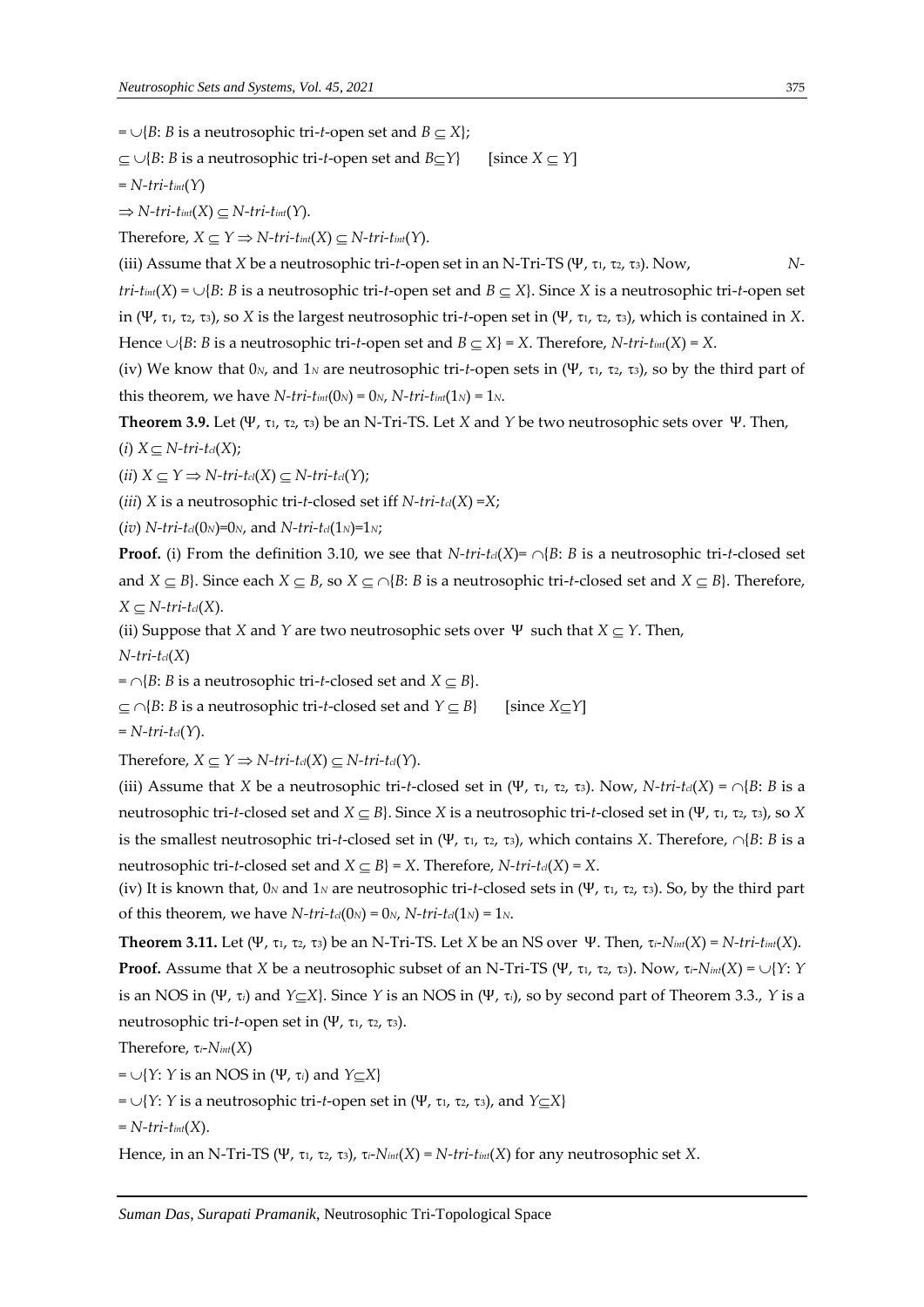$= \cup\{B$: $B$ is a neutrosophic tri-$t$-open set and $B \subseteq X\}$;

$\subseteq \cup\{B$: $B$ is a neutrosophic tri-$t$-open set and $B \subseteq Y\}$ [since $X \subseteq Y$]

$= N\text{-}tri\text{-}t_{int}(Y)$

$\Rightarrow N\text{-}tri\text{-}t_{int}(X) \subseteq N\text{-}tri\text{-}t_{int}(Y)$.

Therefore, $X \subseteq Y \Rightarrow N\text{-}tri\text{-}t_{int}(X) \subseteq N\text{-}tri\text{-}t_{int}(Y)$.

(iii) Assume that $X$ be a neutrosophic tri-$t$-open set in an N-Tri-TS $(\Psi, \tau_1, \tau_2, \tau_3)$. Now, $N\text{-}tri\text{-}t_{int}(X) = \cup\{B$: $B$ is a neutrosophic tri-$t$-open set and $B \subseteq X\}$. Since $X$ is a neutrosophic tri-$t$-open set in $(\Psi, \tau_1, \tau_2, \tau_3)$, so $X$ is the largest neutrosophic tri-$t$-open set in $(\Psi, \tau_1, \tau_2, \tau_3)$, which is contained in $X$. Hence $\cup\{B$: $B$ is a neutrosophic tri-$t$-open set and $B \subseteq X\} = X$. Therefore, $N\text{-}tri\text{-}t_{int}(X) = X$.

(iv) We know that $0_N$, and $1_N$ are neutrosophic tri-$t$-open sets in $(\Psi, \tau_1, \tau_2, \tau_3)$, so by the third part of this theorem, we have $N\text{-}tri\text{-}t_{int}(0_N) = 0_N$, $N\text{-}tri\text{-}t_{int}(1_N) = 1_N$.

**Theorem 3.9.** Let $(\Psi, \tau_1, \tau_2, \tau_3)$ be an N-Tri-TS. Let $X$ and $Y$ be two neutrosophic sets over $\Psi$. Then,

(*i*) $X \subseteq N\text{-}tri\text{-}t_{cl}(X)$;

(*ii*) $X \subseteq Y \Rightarrow N\text{-}tri\text{-}t_{cl}(X) \subseteq N\text{-}tri\text{-}t_{cl}(Y)$;

(*iii*) $X$ is a neutrosophic tri-$t$-closed set iff $N\text{-}tri\text{-}t_{cl}(X) = X$;

(*iv*) $N\text{-}tri\text{-}t_{cl}(0_N)=0_N$, and $N\text{-}tri\text{-}t_{cl}(1_N)=1_N$;

**Proof.** (i) From the definition 3.10, we see that $N\text{-}tri\text{-}t_{cl}(X) = \cap\{B$: $B$ is a neutrosophic tri-$t$-closed set and $X \subseteq B\}$. Since each $X \subseteq B$, so $X \subseteq \cap\{B$: $B$ is a neutrosophic tri-$t$-closed set and $X \subseteq B\}$. Therefore, $X \subseteq N\text{-}tri\text{-}t_{cl}(X)$.

(ii) Suppose that $X$ and $Y$ are two neutrosophic sets over $\Psi$ such that $X \subseteq Y$. Then,

$N\text{-}tri\text{-}t_{cl}(X)$

$= \cap\{B$: $B$ is a neutrosophic tri-$t$-closed set and $X \subseteq B\}$.

$\subseteq \cap\{B$: $B$ is a neutrosophic tri-$t$-closed set and $Y \subseteq B\}$ [since $X \subseteq Y$]

$= N\text{-}tri\text{-}t_{cl}(Y)$.

Therefore, $X \subseteq Y \Rightarrow N\text{-}tri\text{-}t_{cl}(X) \subseteq N\text{-}tri\text{-}t_{cl}(Y)$.

(iii) Assume that $X$ be a neutrosophic tri-$t$-closed set in $(\Psi, \tau_1, \tau_2, \tau_3)$. Now, $N\text{-}tri\text{-}t_{cl}(X) = \cap\{B$: $B$ is a neutrosophic tri-$t$-closed set and $X \subseteq B\}$. Since $X$ is a neutrosophic tri-$t$-closed set in $(\Psi, \tau_1, \tau_2, \tau_3)$, so $X$ is the smallest neutrosophic tri-$t$-closed set in $(\Psi, \tau_1, \tau_2, \tau_3)$, which contains $X$. Therefore, $\cap\{B$: $B$ is a neutrosophic tri-$t$-closed set and $X \subseteq B\} = X$. Therefore, $N\text{-}tri\text{-}t_{cl}(X) = X$.

(iv) It is known that, $0_N$ and $1_N$ are neutrosophic tri-$t$-closed sets in $(\Psi, \tau_1, \tau_2, \tau_3)$. So, by the third part of this theorem, we have $N\text{-}tri\text{-}t_{cl}(0_N) = 0_N$, $N\text{-}tri\text{-}t_{cl}(1_N) = 1_N$.

**Theorem 3.11.** Let $(\Psi, \tau_1, \tau_2, \tau_3)$ be an N-Tri-TS. Let $X$ be an NS over $\Psi$. Then, $\tau_i\text{-}N_{int}(X) = N\text{-}tri\text{-}t_{int}(X)$.

**Proof.** Assume that $X$ be a neutrosophic subset of an N-Tri-TS $(\Psi, \tau_1, \tau_2, \tau_3)$. Now, $\tau_i\text{-}N_{int}(X) = \cup\{Y$: $Y$ is an NOS in $(\Psi, \tau_i)$ and $Y \subseteq X\}$. Since $Y$ is an NOS in $(\Psi, \tau_i)$, so by second part of Theorem 3.3., $Y$ is a neutrosophic tri-$t$-open set in $(\Psi, \tau_1, \tau_2, \tau_3)$.

Therefore, $\tau_i\text{-}N_{int}(X)$

$= \cup\{Y$: $Y$ is an NOS in $(\Psi, \tau_i)$ and $Y \subseteq X\}$

$= \cup\{Y$: $Y$ is a neutrosophic tri-$t$-open set in $(\Psi, \tau_1, \tau_2, \tau_3)$, and $Y \subseteq X\}$

$= N\text{-}tri\text{-}t_{int}(X)$.

Hence, in an N-Tri-TS $(\Psi, \tau_1, \tau_2, \tau_3)$, $\tau_i\text{-}N_{int}(X) = N\text{-}tri\text{-}t_{int}(X)$ for any neutrosophic set $X$.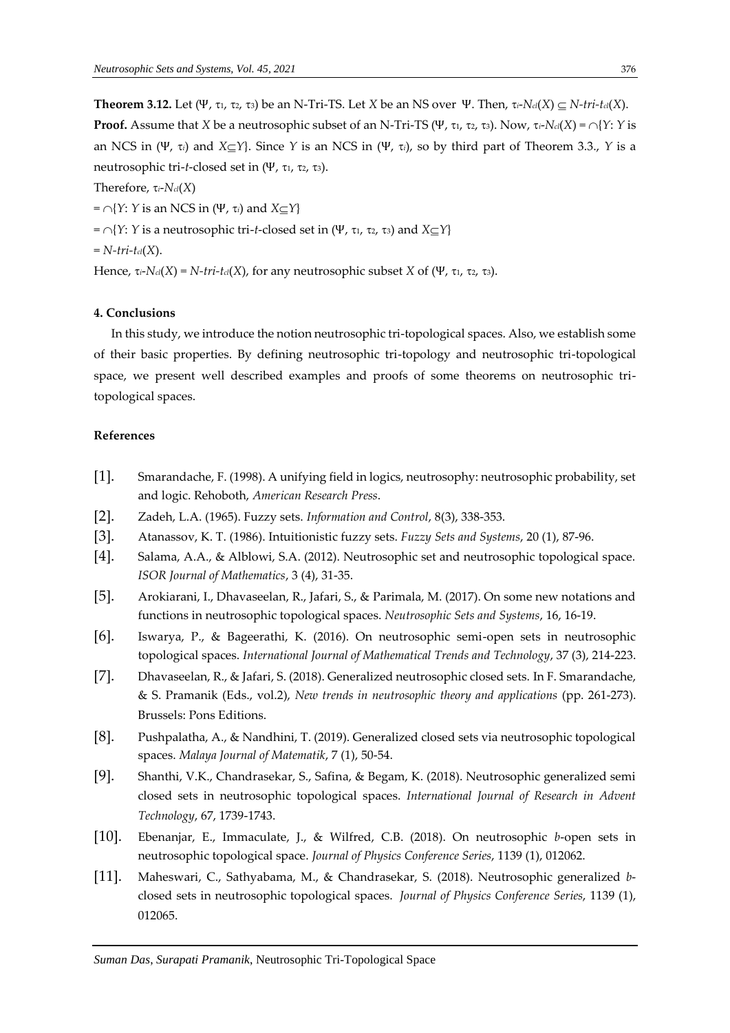**Theorem 3.12.** Let $(\Psi, \tau_1, \tau_2, \tau_3)$ be an N-Tri-TS. Let $X$ be an NS over $\Psi$. Then, $\tau_i\text{-}N_{cl}(X) \subseteq N\text{-}tri\text{-}t_{cl}(X)$.

**Proof.** Assume that $X$ be a neutrosophic subset of an N-Tri-TS $(\Psi, \tau_1, \tau_2, \tau_3)$. Now, $\tau_i\text{-}N_{cl}(X) = \cap\{Y: Y$ is an NCS in $(\Psi, \tau_i)$ and $X \subseteq Y\}$. Since $Y$ is an NCS in $(\Psi, \tau_i)$, so by third part of Theorem 3.3., $Y$ is a neutrosophic tri-$t$-closed set in $(\Psi, \tau_1, \tau_2, \tau_3)$.

Therefore, $\tau_i\text{-}N_{cl}(X)$

$= \cap\{Y: Y$ is an NCS in $(\Psi, \tau_i)$ and $X \subseteq Y\}$

$= \cap\{Y: Y$ is a neutrosophic tri-$t$-closed set in $(\Psi, \tau_1, \tau_2, \tau_3)$ and $X \subseteq Y\}$

$= N\text{-}tri\text{-}t_{cl}(X)$.

Hence, $\tau_i\text{-}N_{cl}(X) = N\text{-}tri\text{-}t_{cl}(X)$, for any neutrosophic subset $X$ of $(\Psi, \tau_1, \tau_2, \tau_3)$.

#### 4. Conclusions

In this study, we introduce the notion neutrosophic tri-topological spaces. Also, we establish some of their basic properties. By defining neutrosophic tri-topology and neutrosophic tri-topological space, we present well described examples and proofs of some theorems on neutrosophic tri-topological spaces.

#### References

[1]. Smarandache, F. (1998). A unifying field in logics, neutrosophy: neutrosophic probability, set and logic. Rehoboth, *American Research Press*.

[2]. Zadeh, L.A. (1965). Fuzzy sets. *Information and Control*, 8(3), 338-353.

[3]. Atanassov, K. T. (1986). Intuitionistic fuzzy sets. *Fuzzy Sets and Systems*, 20 (1), 87-96.

[4]. Salama, A.A., & Alblowi, S.A. (2012). Neutrosophic set and neutrosophic topological space. *ISOR Journal of Mathematics*, 3 (4), 31-35.

[5]. Arokiarani, I., Dhavaseelan, R., Jafari, S., & Parimala, M. (2017). On some new notations and functions in neutrosophic topological spaces. *Neutrosophic Sets and Systems*, 16, 16-19.

[6]. Iswarya, P., & Bageerathi, K. (2016). On neutrosophic semi-open sets in neutrosophic topological spaces. *International Journal of Mathematical Trends and Technology*, 37 (3), 214-223.

[7]. Dhavaseelan, R., & Jafari, S. (2018). Generalized neutrosophic closed sets. In F. Smarandache, & S. Pramanik (Eds., vol.2), *New trends in neutrosophic theory and applications* (pp. 261-273). Brussels: Pons Editions.

[8]. Pushpalatha, A., & Nandhini, T. (2019). Generalized closed sets via neutrosophic topological spaces. *Malaya Journal of Matematik*, 7 (1), 50-54.

[9]. Shanthi, V.K., Chandrasekar, S., Safina, & Begam, K. (2018). Neutrosophic generalized semi closed sets in neutrosophic topological spaces. *International Journal of Research in Advent Technology*, 67, 1739-1743.

[10]. Ebenanjar, E., Immaculate, J., & Wilfred, C.B. (2018). On neutrosophic *b*-open sets in neutrosophic topological space. *Journal of Physics Conference Series*, 1139 (1), 012062.

[11]. Maheswari, C., Sathyabama, M., & Chandrasekar, S. (2018). Neutrosophic generalized *b*-closed sets in neutrosophic topological spaces. *Journal of Physics Conference Series*, 1139 (1), 012065.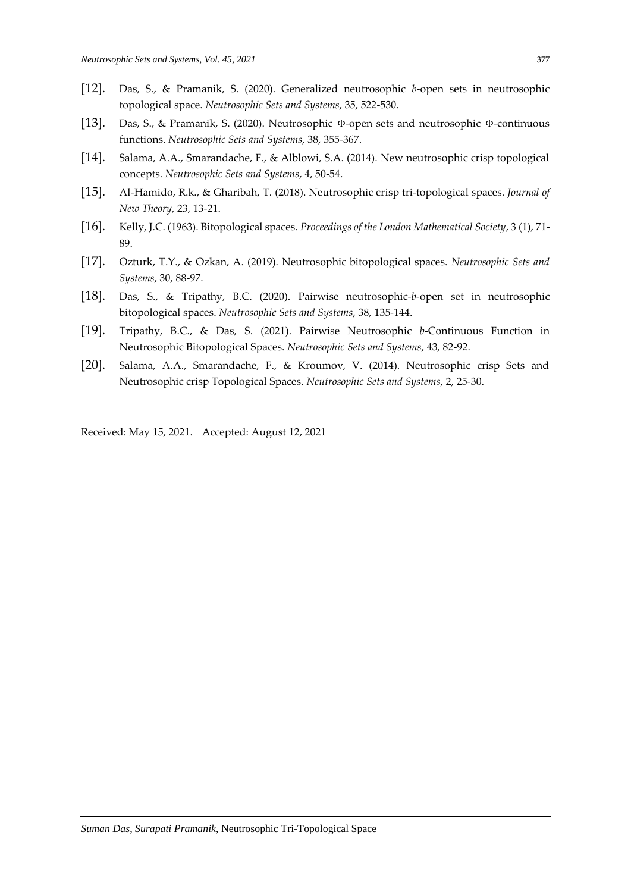[12]. Das, S., & Pramanik, S. (2020). Generalized neutrosophic *b*-open sets in neutrosophic topological space. *Neutrosophic Sets and Systems*, 35, 522-530.

[13]. Das, S., & Pramanik, S. (2020). Neutrosophic Φ-open sets and neutrosophic Φ-continuous functions. *Neutrosophic Sets and Systems*, 38, 355-367.

[14]. Salama, A.A., Smarandache, F., & Alblowi, S.A. (2014). New neutrosophic crisp topological concepts. *Neutrosophic Sets and Systems*, 4, 50-54.

[15]. Al-Hamido, R.k., & Gharibah, T. (2018). Neutrosophic crisp tri-topological spaces. *Journal of New Theory*, 23, 13-21.

[16]. Kelly, J.C. (1963). Bitopological spaces. *Proceedings of the London Mathematical Society*, 3 (1), 71-89.

[17]. Ozturk, T.Y., & Ozkan, A. (2019). Neutrosophic bitopological spaces. *Neutrosophic Sets and Systems*, 30, 88-97.

[18]. Das, S., & Tripathy, B.C. (2020). Pairwise neutrosophic-*b*-open set in neutrosophic bitopological spaces. *Neutrosophic Sets and Systems*, 38, 135-144.

[19]. Tripathy, B.C., & Das, S. (2021). Pairwise Neutrosophic *b*-Continuous Function in Neutrosophic Bitopological Spaces. *Neutrosophic Sets and Systems*, 43, 82-92.

[20]. Salama, A.A., Smarandache, F., & Kroumov, V. (2014). Neutrosophic crisp Sets and Neutrosophic crisp Topological Spaces. *Neutrosophic Sets and Systems*, 2, 25-30.

Received: May 15, 2021. Accepted: August 12, 2021